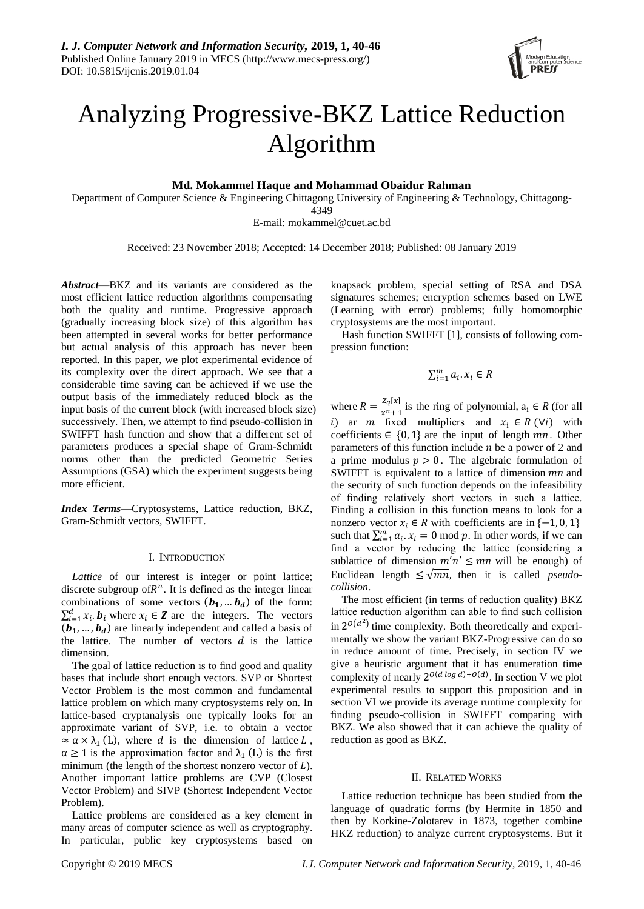# Analyzing Progressive-BKZ Lattice Reduction Algorithm

**Md. Mokammel Haque and Mohammad Obaidur Rahman**

Department of Computer Science & Engineering Chittagong University of Engineering & Technology, Chittagong-4349

E-mail: mokammel@cuet.ac.bd

Received: 23 November 2018; Accepted: 14 December 2018; Published: 08 January 2019

***Abstract***—BKZ and its variants are considered as the most efficient lattice reduction algorithms compensating both the quality and runtime. Progressive approach (gradually increasing block size) of this algorithm has been attempted in several works for better performance but actual analysis of this approach has never been reported. In this paper, we plot experimental evidence of its complexity over the direct approach. We see that a considerable time saving can be achieved if we use the output basis of the immediately reduced block as the input basis of the current block (with increased block size) successively. Then, we attempt to find pseudo-collision in SWIFFT hash function and show that a different set of parameters produces a special shape of Gram-Schmidt norms other than the predicted Geometric Series Assumptions (GSA) which the experiment suggests being more efficient.

***Index Terms***—Cryptosystems, Lattice reduction, BKZ, Gram-Schmidt vectors, SWIFFT.

## I. Introduction

*Lattice* of our interest is integer or point lattice; discrete subgroup of $R^n$. It is defined as the integer linear combinations of some vectors $(\boldsymbol{b_1}, \dots \boldsymbol{b_d})$ of the form: $\sum_{i=1}^{d} x_i.\boldsymbol{b_i}$ where $x_i \in \boldsymbol{Z}$ are the integers. The vectors $(\boldsymbol{b_1}, \dots, \boldsymbol{b_d})$ are linearly independent and called a basis of the lattice. The number of vectors $d$ is the lattice dimension.

The goal of lattice reduction is to find good and quality bases that include short enough vectors. SVP or Shortest Vector Problem is the most common and fundamental lattice problem on which many cryptosystems rely on. In lattice-based cryptanalysis one typically looks for an approximate variant of SVP, i.e. to obtain a vector $\approx \alpha \times \lambda_1(L)$, where $d$ is the dimension of lattice $L$, $\alpha \geq 1$ is the approximation factor and $\lambda_1(L)$ is the first minimum (the length of the shortest nonzero vector of $L$). Another important lattice problems are CVP (Closest Vector Problem) and SIVP (Shortest Independent Vector Problem).

Lattice problems are considered as a key element in many areas of computer science as well as cryptography. In particular, public key cryptosystems based on knapsack problem, special setting of RSA and DSA signatures schemes; encryption schemes based on LWE (Learning with error) problems; fully homomorphic cryptosystems are the most important.

Hash function SWIFFT [1], consists of following compression function:

$$\sum_{i=1}^{m} a_i.x_i \in R$$

where $R = \frac{Z_q[x]}{x^n+1}$ is the ring of polynomial, $a_i \in R$ (for all $i$) ar $m$ fixed multipliers and $x_i \in R\ (\forall i)$ with coefficients $\in \{0,1\}$ are the input of length $mn$. Other parameters of this function include $n$ be a power of 2 and a prime modulus $p > 0$. The algebraic formulation of SWIFFT is equivalent to a lattice of dimension $mn$ and the security of such function depends on the infeasibility of finding relatively short vectors in such a lattice. Finding a collision in this function means to look for a nonzero vector $x_i \in R$ with coefficients are in $\{-1,0,1\}$ such that $\sum_{i=1}^{m} a_i.x_i = 0 \bmod p$. In other words, if we can find a vector by reducing the lattice (considering a sublattice of dimension $m'n' \leq mn$ will be enough) of Euclidean length $\leq \sqrt{mn}$, then it is called *pseudo-collision*.

The most efficient (in terms of reduction quality) BKZ lattice reduction algorithm can able to find such collision in $2^{O(d^2)}$ time complexity. Both theoretically and experimentally we show the variant BKZ-Progressive can do so in reduce amount of time. Precisely, in section IV we give a heuristic argument that it has enumeration time complexity of nearly $2^{O(d \log d)+O(d)}$. In section V we plot experimental results to support this proposition and in section VI we provide its average runtime complexity for finding pseudo-collision in SWIFFT comparing with BKZ. We also showed that it can achieve the quality of reduction as good as BKZ.

## II. Related Works

Lattice reduction technique has been studied from the language of quadratic forms (by Hermite in 1850 and then by Korkine-Zolotarev in 1873, together combine HKZ reduction) to analyze current cryptosystems. But it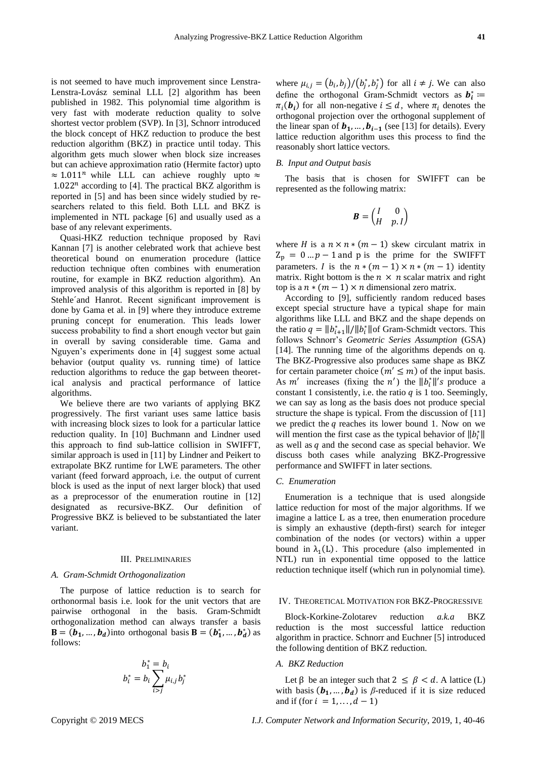is not seemed to have much improvement since Lenstra-Lenstra-Lovász seminal LLL [2] algorithm has been published in 1982. This polynomial time algorithm is very fast with moderate reduction quality to solve shortest vector problem (SVP). In [3], Schnorr introduced the block concept of HKZ reduction to produce the best reduction algorithm (BKZ) in practice until today. This algorithm gets much slower when block size increases but can achieve approximation ratio (Hermite factor) upto $\approx 1.011^n$ while LLL can achieve roughly upto $\approx 1.022^n$ according to [4]. The practical BKZ algorithm is reported in [5] and has been since widely studied by researchers related to this field. Both LLL and BKZ is implemented in NTL package [6] and usually used as a base of any relevant experiments.

Quasi-HKZ reduction technique proposed by Ravi Kannan [7] is another celebrated work that achieve best theoretical bound on enumeration procedure (lattice reduction technique often combines with enumeration routine, for example in BKZ reduction algorithm). An improved analysis of this algorithm is reported in [8] by Stehle´and Hanrot. Recent significant improvement is done by Gama et al. in [9] where they introduce extreme pruning concept for enumeration. This leads lower success probability to find a short enough vector but gain in overall by saving considerable time. Gama and Nguyen's experiments done in [4] suggest some actual behavior (output quality vs. running time) of lattice reduction algorithms to reduce the gap between theoretical analysis and practical performance of lattice algorithms.

We believe there are two variants of applying BKZ progressively. The first variant uses same lattice basis with increasing block sizes to look for a particular lattice reduction quality. In [10] Buchmann and Lindner used this approach to find sub-lattice collision in SWIFFT, similar approach is used in [11] by Lindner and Peikert to extrapolate BKZ runtime for LWE parameters. The other variant (feed forward approach, i.e. the output of current block is used as the input of next larger block) that used as a preprocessor of the enumeration routine in [12] designated as recursive-BKZ. Our definition of Progressive BKZ is believed to be substantiated the later variant.

## III. Preliminaries

### A. Gram-Schmidt Orthogonalization

The purpose of lattice reduction is to search for orthonormal basis i.e. look for the unit vectors that are pairwise orthogonal in the basis. Gram-Schmidt orthogonalization method can always transfer a basis $\mathbf{B} = (\boldsymbol{b_1}, \dots, \boldsymbol{b_d})$ into orthogonal basis $\mathbf{B} = (\boldsymbol{b_1^*}, \dots, \boldsymbol{b_d^*})$ as follows:

$$b_1^* = b_i$$
$$b_i^* = b_i \sum_{i>j} \mu_{i,j} b_j^*$$

where $\mu_{i,j} = (b_i, b_j)/(b_j^*, b_j^*)$ for all $i \neq j$. We can also define the orthogonal Gram-Schmidt vectors as $\boldsymbol{b_i^*} := \pi_i(\boldsymbol{b_i})$ for all non-negative $i \leq d$, where $\pi_i$ denotes the orthogonal projection over the orthogonal supplement of the linear span of $\boldsymbol{b_1}, \dots, \boldsymbol{b_{i-1}}$ (see [13] for details). Every lattice reduction algorithm uses this process to find the reasonably short lattice vectors.

### B. Input and Output basis

The basis that is chosen for SWIFFT can be represented as the following matrix:

$$\boldsymbol{B} = \begin{pmatrix} I & 0 \\ H & p.I \end{pmatrix}$$

where $H$ is a $n \times n * (m-1)$ skew circulant matrix in $\mathrm{Z_p} = 0 \dots p-1$ and p is the prime for the SWIFFT parameters. $I$ is the $n*(m-1) \times n*(m-1)$ identity matrix. Right bottom is the $n \times n$ scalar matrix and right top is a $n*(m-1) \times n$ dimensional zero matrix.

According to [9], sufficiently random reduced bases except special structure have a typical shape for main algorithms like LLL and BKZ and the shape depends on the ratio $q = \|b_{i+1}^*\|/\|b_i^*\|$of Gram-Schmidt vectors. This follows Schnorr's *Geometric Series Assumption* (GSA) [14]. The running time of the algorithms depends on q. The BKZ-Progressive also produces same shape as BKZ for certain parameter choice $(m' \leq m)$ of the input basis. As $m'$ increases (fixing the $n'$) the $\|b_i^*\|'s$ produce a constant 1 consistently, i.e. the ratio $q$ is 1 too. Seemingly, we can say as long as the basis does not produce special structure the shape is typical. From the discussion of [11] we predict the $q$ reaches its lower bound 1. Now on we will mention the first case as the typical behavior of $\|b_i^*\|$ as well as $q$ and the second case as special behavior. We discuss both cases while analyzing BKZ-Progressive performance and SWIFFT in later sections.

### C. Enumeration

Enumeration is a technique that is used alongside lattice reduction for most of the major algorithms. If we imagine a lattice L as a tree, then enumeration procedure is simply an exhaustive (depth-first) search for integer combination of the nodes (or vectors) within a upper bound in $\lambda_1(\mathrm{L})$. This procedure (also implemented in NTL) run in exponential time opposed to the lattice reduction technique itself (which run in polynomial time).

## IV. Theoretical Motivation for BKZ-Progressive

Block-Korkine-Zolotarev reduction *a.k.a* BKZ reduction is the most successful lattice reduction algorithm in practice. Schnorr and Euchner [5] introduced the following dentition of BKZ reduction.

### A. BKZ Reduction

Let β be an integer such that $2 \leq \beta < d$. A lattice (L) with basis $(\boldsymbol{b_1}, \dots, \boldsymbol{b_d})$ is $\beta$-reduced if it is size reduced and if (for $i = 1, \dots, d-1$)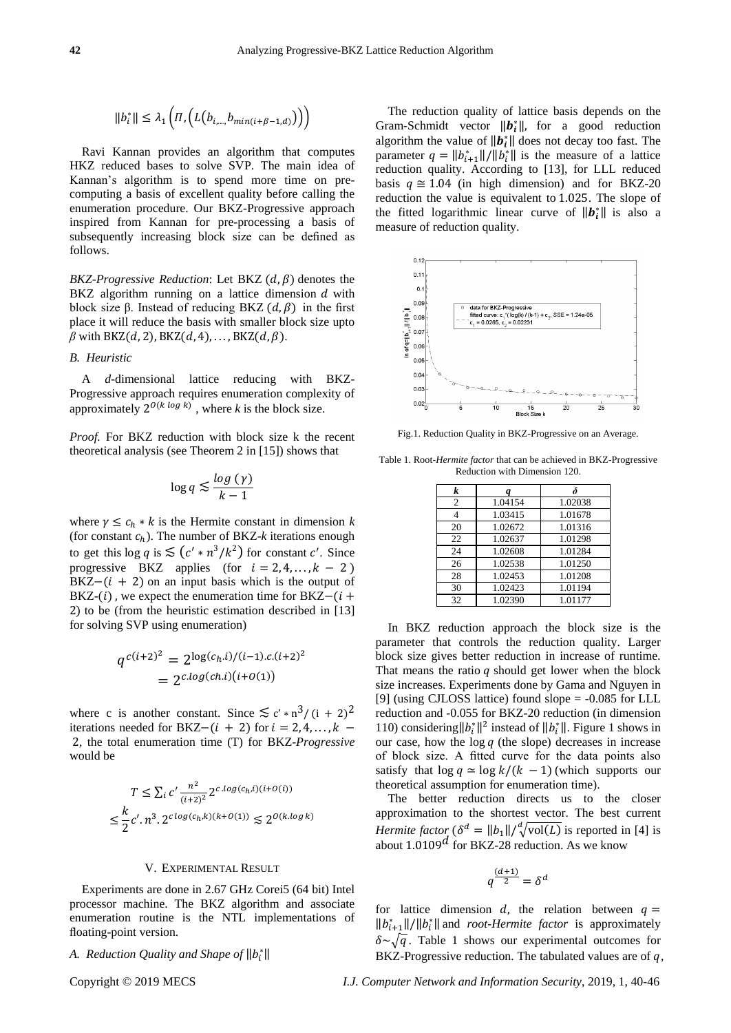$$\|b_i^*\| \le \lambda_1\left(\Pi_i\left(L\left(b_{i,\dots,}b_{min(i+\beta-1,d)}\right)\right)\right)$$

Ravi Kannan provides an algorithm that computes HKZ reduced bases to solve SVP. The main idea of Kannan's algorithm is to spend more time on pre-computing a basis of excellent quality before calling the enumeration procedure. Our BKZ-Progressive approach inspired from Kannan for pre-processing a basis of subsequently increasing block size can be defined as follows.

*BKZ-Progressive Reduction*: Let BKZ $(d, \beta)$ denotes the BKZ algorithm running on a lattice dimension $d$ with block size β. Instead of reducing BKZ $(d, \beta)$ in the first place it will reduce the basis with smaller block size upto $\beta$ with BKZ$(d, 2)$, BKZ$(d, 4)$, …, BKZ$(d, \beta)$.

### *B. Heuristic*

A *d*-dimensional lattice reducing with BKZ-Progressive approach requires enumeration complexity of approximately $2^{O(k\ log\ k)}$, where *k* is the block size.

*Proof.* For BKZ reduction with block size k the recent theoretical analysis (see Theorem 2 in [15]) shows that

$$\log q \lesssim \frac{\log(\gamma)}{k-1}$$

where $\gamma \le c_h * k$ is the Hermite constant in dimension *k* (for constant $c_h$). The number of BKZ-*k* iterations enough to get this $\log q$ is $\lesssim (c' * n^3/k^2)$ for constant $c'$. Since progressive BKZ applies (for $i = 2, 4, \dots, k-2$) BKZ$-(i+2)$ on an input basis which is the output of BKZ-$(i)$, we expect the enumeration time for BKZ$-(i+2)$ to be (from the heuristic estimation described in [13] for solving SVP using enumeration)

$$q^{c(i+2)^2} = 2^{\log(c_h.i)/(i-1).c.(i+2)^2}$$
$$= 2^{c.log(ch.i)(i+O(1))}$$

where c is another constant. Since $\lesssim c' * n^3/(i+2)^2$ iterations needed for BKZ$-(i+2)$ for $i = 2, 4, \dots, k-2$, the total enumeration time (T) for BKZ-*Progressive* would be

$$T \le \sum_i c' \frac{n^2}{(i+2)^2} 2^{c.log(c_h i)(i+O(i))}$$
$$\le \frac{k}{2} c'.n^3.2^{c\,log(c_h k)(k+O(1))} \lesssim 2^{O(k.log\,k)}$$

## V. Experimental Result

Experiments are done in 2.67 GHz Corei5 (64 bit) Intel processor machine. The BKZ algorithm and associate enumeration routine is the NTL implementations of floating-point version.

### *A. Reduction Quality and Shape of* $\|b_i^*\|$

The reduction quality of lattice basis depends on the Gram-Schmidt vector $\|\boldsymbol{b}_i^*\|$, for a good reduction algorithm the value of $\|\boldsymbol{b}_i^*\|$ does not decay too fast. The parameter $q = \|b_{i+1}^*\|/\|b_i^*\|$ is the measure of a lattice reduction quality. According to [13], for LLL reduced basis $q \cong 1.04$ (in high dimension) and for BKZ-20 reduction the value is equivalent to $1.025$. The slope of the fitted logarithmic linear curve of $\|\boldsymbol{b}_i^*\|$ is also a measure of reduction quality.

Fig.1. Reduction Quality in BKZ-Progressive on an Average.

Table 1. Root-*Hermite factor* that can be achieved in BKZ-Progressive Reduction with Dimension 120.

| *k* | *q* | *δ* |
|---|---|---|
| 2 | 1.04154 | 1.02038 |
| 4 | 1.03415 | 1.01678 |
| 20 | 1.02672 | 1.01316 |
| 22 | 1.02637 | 1.01298 |
| 24 | 1.02608 | 1.01284 |
| 26 | 1.02538 | 1.01250 |
| 28 | 1.02453 | 1.01208 |
| 30 | 1.02423 | 1.01194 |
| 32 | 1.02390 | 1.01177 |

In BKZ reduction approach the block size is the parameter that controls the reduction quality. Larger block size gives better reduction in increase of runtime. That means the ratio $q$ should get lower when the block size increases. Experiments done by Gama and Nguyen in [9] (using CJLOSS lattice) found slope = -0.085 for LLL reduction and -0.055 for BKZ-20 reduction (in dimension 110) considering $\|b_i^*\|^2$ instead of $\|b_i^*\|$. Figure 1 shows in our case, how the $\log q$ (the slope) decreases in increase of block size. A fitted curve for the data points also satisfy that $\log q \simeq \log k/(k-1)$ (which supports our theoretical assumption for enumeration time).

The better reduction directs us to the closer approximation to the shortest vector. The best current *Hermite factor* ($\delta^d = \|b_1\|/\sqrt[d]{\mathrm{vol}(L)}$ is reported in [4] is about $1.0109^d$ for BKZ-28 reduction. As we know

$$q^{\frac{(d+1)}{2}} = \delta^d$$

for lattice dimension $d$, the relation between $q = \|b_{i+1}^*\|/\|b_i^*\|$ and *root-Hermite factor* is approximately $\delta \sim \sqrt{q}$. Table 1 shows our experimental outcomes for BKZ-Progressive reduction. The tabulated values are of $q$,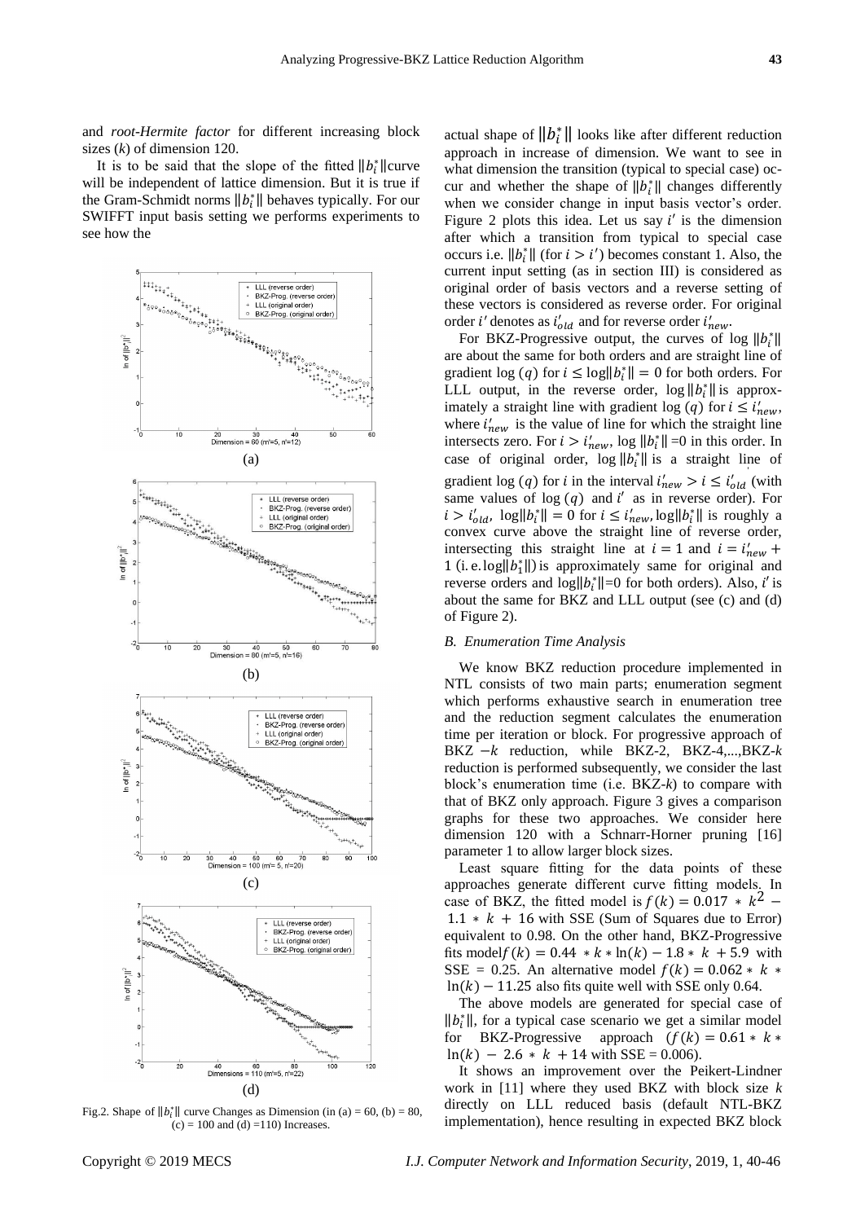and *root-Hermite factor* for different increasing block sizes ($k$) of dimension 120.

It is to be said that the slope of the fitted $\|b_i^*\|$curve will be independent of lattice dimension. But it is true if the Gram-Schmidt norms $\|b_i^*\|$ behaves typically. For our SWIFFT input basis setting we performs experiments to see how the actual shape of $\|b_i^*\|$ looks like after different reduction approach in increase of dimension. We want to see in what dimension the transition (typical to special case) occur and whether the shape of $\|b_i^*\|$ changes differently when we consider change in input basis vector's order. Figure 2 plots this idea. Let us say $i'$ is the dimension after which a transition from typical to special case occurs i.e. $\|b_i^*\|$ (for $i > i'$) becomes constant 1. Also, the current input setting (as in section III) is considered as original order of basis vectors and a reverse setting of these vectors is considered as reverse order. For original order $i'$ denotes as $i'_{old}$ and for reverse order $i'_{new}$.

Fig.2. Shape of $\|b_i^*\|$ curve Changes as Dimension (in (a) = 60, (b) = 80, (c) = 100 and (d) =110) Increases.

For BKZ-Progressive output, the curves of $\log\|b_i^*\|$ are about the same for both orders and are straight line of gradient $\log(q)$ for $i \leq \log\|b_i^*\| = 0$ for both orders. For LLL output, in the reverse order, $\log\|b_i^*\|$ is approximately a straight line with gradient $\log(q)$ for $i \leq i'_{new}$, where $i'_{new}$ is the value of line for which the straight line intersects zero. For $i > i'_{new}$, $\log\|b_i^*\|$ =0 in this order. In case of original order, $\log\|b_i^*\|$ is a straight line of gradient $\log(q)$ for $i$ in the interval $i'_{new} > i \leq i'_{old}$ (with same values of $\log(q)$ and $i'$ as in reverse order). For $i > i'_{old}$, $\log\|b_i^*\| = 0$ for $i \leq i'_{new}$, $\log\|b_i^*\|$ is roughly a convex curve above the straight line of reverse order, intersecting this straight line at $i = 1$ and $i = i'_{new} + 1$ (i.e. $\log\|b_1^*\|$) is approximately same for original and reverse orders and $\log\|b_i^*\|$=0 for both orders). Also, $i'$ is about the same for BKZ and LLL output (see (c) and (d) of Figure 2).

### B. Enumeration Time Analysis

We know BKZ reduction procedure implemented in NTL consists of two main parts; enumeration segment which performs exhaustive search in enumeration tree and the reduction segment calculates the enumeration time per iteration or block. For progressive approach of BKZ $-k$ reduction, while BKZ-2, BKZ-4,...,BKZ-$k$ reduction is performed subsequently, we consider the last block's enumeration time (i.e. BKZ-$k$) to compare with that of BKZ only approach. Figure 3 gives a comparison graphs for these two approaches. We consider here dimension 120 with a Schnarr-Horner pruning [16] parameter 1 to allow larger block sizes.

Least square fitting for the data points of these approaches generate different curve fitting models. In case of BKZ, the fitted model is $f(k) = 0.017 * k^2 - 1.1 * k + 16$ with SSE (Sum of Squares due to Error) equivalent to 0.98. On the other hand, BKZ-Progressive fits model$f(k) = 0.44 * k * \ln(k) - 1.8 * k + 5.9$ with SSE = 0.25. An alternative model $f(k) = 0.062 * k * \ln(k) - 11.25$ also fits quite well with SSE only 0.64.

The above models are generated for special case of $\|b_i^*\|$, for a typical case scenario we get a similar model for BKZ-Progressive approach ($f(k) = 0.61 * k * \ln(k) - 2.6 * k + 14$ with SSE = 0.006).

It shows an improvement over the Peikert-Lindner work in [11] where they used BKZ with block size $k$ directly on LLL reduced basis (default NTL-BKZ implementation), hence resulting in expected BKZ block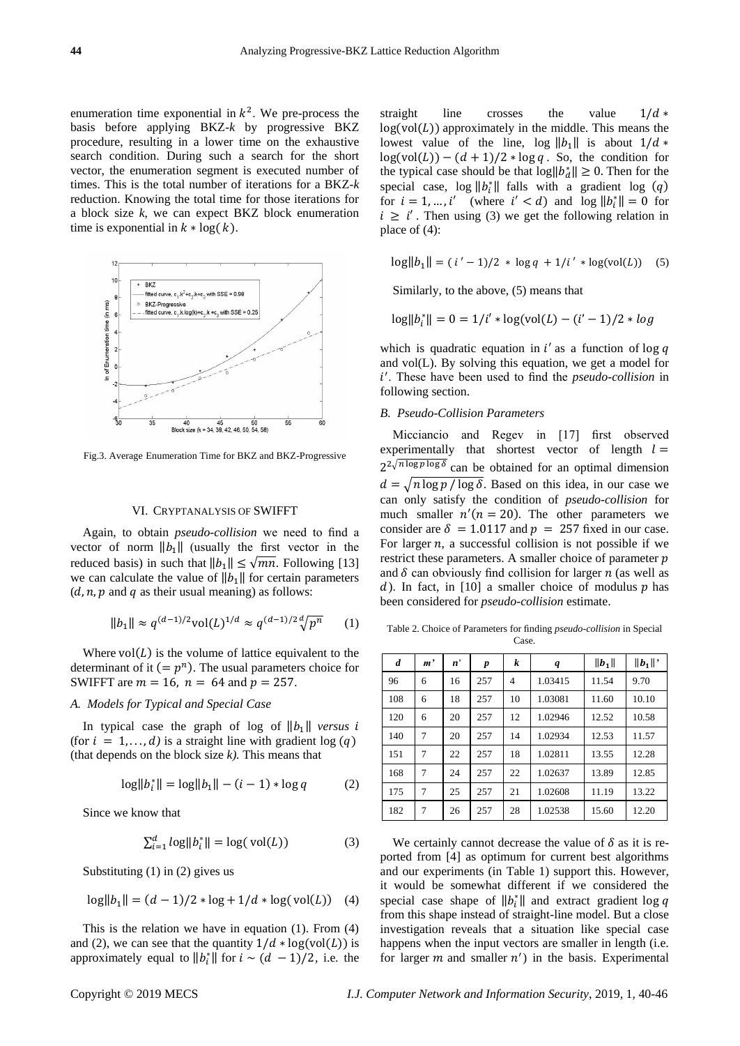enumeration time exponential in $k^2$. We pre-process the basis before applying BKZ-*k* by progressive BKZ procedure, resulting in a lower time on the exhaustive search condition. During such a search for the short vector, the enumeration segment is executed number of times. This is the total number of iterations for a BKZ-*k* reduction. Knowing the total time for those iterations for a block size *k*, we can expect BKZ block enumeration time is exponential in $k * \log(k)$.

Fig.3. Average Enumeration Time for BKZ and BKZ-Progressive

## VI. CRYPTANALYSIS OF SWIFFT

Again, to obtain *pseudo-collision* we need to find a vector of norm $\|b_1\|$ (usually the first vector in the reduced basis) in such that $\|b_1\| \leq \sqrt{mn}$. Following [13] we can calculate the value of $\|b_1\|$ for certain parameters ($d, n, p$ and $q$ as their usual meaning) as follows:

$$\|b_1\| \approx q^{(d-1)/2}\text{vol}(L)^{1/d} \approx q^{(d-1)/2}\sqrt[d]{p^n} \quad (1)$$

Where $\text{vol}(L)$ is the volume of lattice equivalent to the determinant of it ($= p^n$). The usual parameters choice for SWIFFT are $m = 16$, $n = 64$ and $p = 257$.

### A. Models for Typical and Special Case

In typical case the graph of log of $\|b_1\|$ *versus* $i$ (for $i = 1, \ldots, d$) is a straight line with gradient $\log(q)$ (that depends on the block size *k*). This means that

$$\log\|b_i^*\| = \log\|b_1\| - (i-1) * \log q \quad (2)$$

Since we know that

$$\sum_{i=1}^{d} \log\|b_i^*\| = \log(\text{vol}(L)) \quad (3)$$

Substituting (1) in (2) gives us

$$\log\|b_1\| = (d-1)/2 * \log + 1/d * \log(\text{vol}(L)) \quad (4)$$

This is the relation we have in equation (1). From (4) and (2), we can see that the quantity $1/d * \log(\text{vol}(L))$ is approximately equal to $\|b_i^*\|$ for $i \sim (d-1)/2$, i.e. the straight line crosses the value $1/d * \log(\text{vol}(L))$ approximately in the middle. This means the lowest value of the line, $\log\|b_1\|$ is about $1/d * \log(\text{vol}(L)) - (d+1)/2 * \log q$. So, the condition for the typical case should be that $\log\|b_d^*\| \geq 0$. Then for the special case, $\log\|b_i^*\|$ falls with a gradient $\log(q)$ for $i = 1, \ldots, i'$ (where $i' < d$) and $\log\|b_i^*\| = 0$ for $i \geq i'$. Then using (3) we get the following relation in place of (4):

$$\log\|b_1\| = (i'-1)/2 * \log q + 1/i' * \log(\text{vol}(L)) \quad (5)$$

Similarly, to the above, (5) means that

$$\log\|b_i^*\| = 0 = 1/i' * \log(\text{vol}(L) - (i'-1)/2 * log$$

which is quadratic equation in $i'$ as a function of $\log q$ and vol(L). By solving this equation, we get a model for $i'$. These have been used to find the *pseudo-collision* in following section.

### B. Pseudo-Collision Parameters

Micciancio and Regev in [17] first observed experimentally that shortest vector of length $l = 2^{2\sqrt{n \log p \log \delta}}$ can be obtained for an optimal dimension $d = \sqrt{n \log p / \log \delta}$. Based on this idea, in our case we can only satisfy the condition of *pseudo-collision* for much smaller $n'(n = 20)$. The other parameters we consider are $\delta = 1.0117$ and $p = 257$ fixed in our case. For larger $n$, a successful collision is not possible if we restrict these parameters. A smaller choice of parameter $p$ and $\delta$ can obviously find collision for larger $n$ (as well as $d$). In fact, in [10] a smaller choice of modulus $p$ has been considered for *pseudo-collision* estimate.

Table 2. Choice of Parameters for finding *pseudo-collision* in Special Case.

| $d$ | $m'$ | $n'$ | $p$ | $k$ | $q$ | $\|b_1\|$ | $\|b_1\|'$ |
|---|---|---|---|---|---|---|---|
| 96 | 6 | 16 | 257 | 4 | 1.03415 | 11.54 | 9.70 |
| 108 | 6 | 18 | 257 | 10 | 1.03081 | 11.60 | 10.10 |
| 120 | 6 | 20 | 257 | 12 | 1.02946 | 12.52 | 10.58 |
| 140 | 7 | 20 | 257 | 14 | 1.02934 | 12.53 | 11.57 |
| 151 | 7 | 22 | 257 | 18 | 1.02811 | 13.55 | 12.28 |
| 168 | 7 | 24 | 257 | 22 | 1.02637 | 13.89 | 12.85 |
| 175 | 7 | 25 | 257 | 21 | 1.02608 | 11.19 | 13.22 |
| 182 | 7 | 26 | 257 | 28 | 1.02538 | 15.60 | 12.20 |

We certainly cannot decrease the value of $\delta$ as it is reported from [4] as optimum for current best algorithms and our experiments (in Table 1) support this. However, it would be somewhat different if we considered the special case shape of $\|b_i^*\|$ and extract gradient $\log q$ from this shape instead of straight-line model. But a close investigation reveals that a situation like special case happens when the input vectors are smaller in length (i.e. for larger $m$ and smaller $n'$) in the basis. Experimental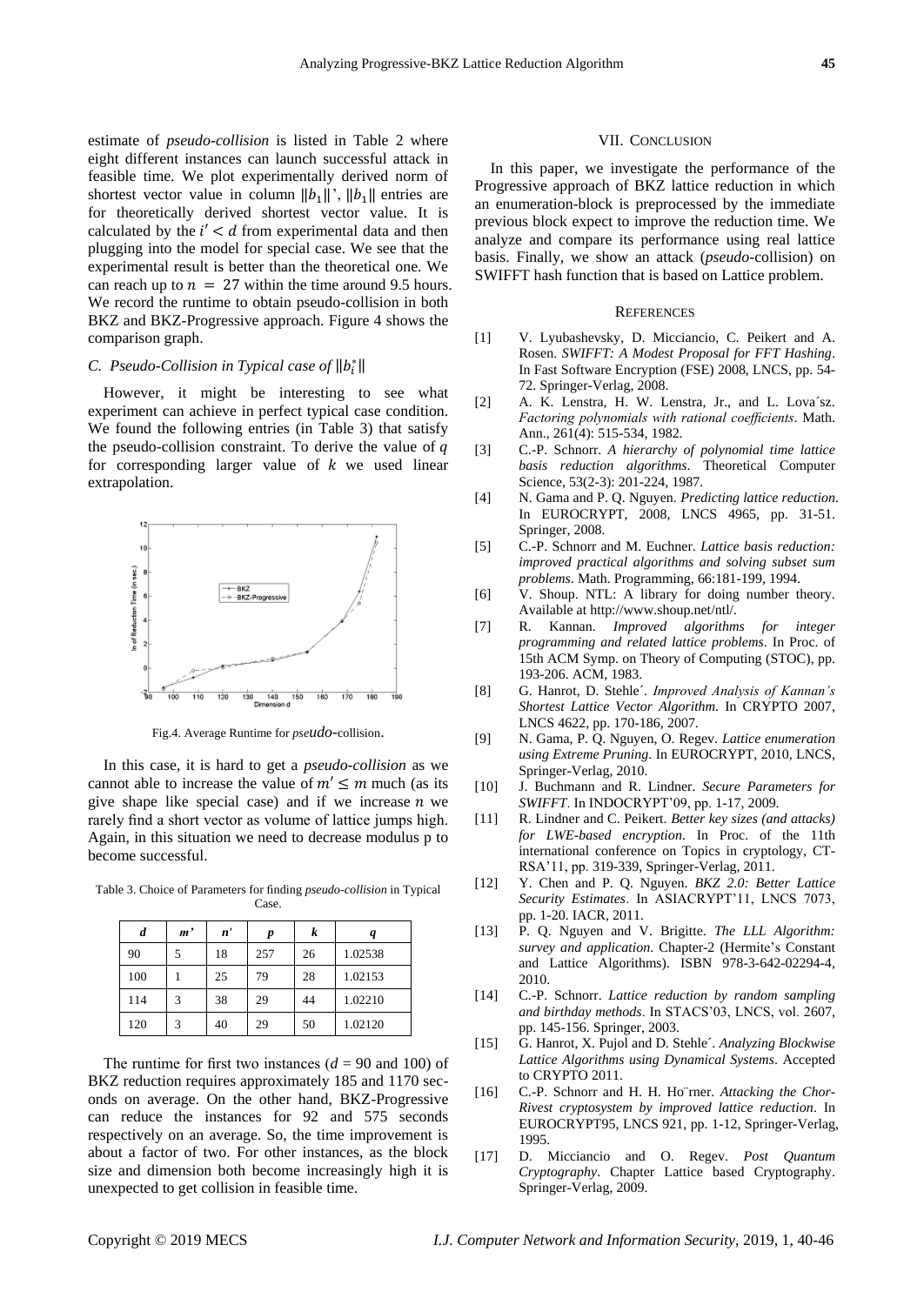estimate of *pseudo-collision* is listed in Table 2 where eight different instances can launch successful attack in feasible time. We plot experimentally derived norm of shortest vector value in column $\|b_1\|'$, $\|b_1\|$ entries are for theoretically derived shortest vector value. It is calculated by the $i' < d$ from experimental data and then plugging into the model for special case. We see that the experimental result is better than the theoretical one. We can reach up to $n = 27$ within the time around 9.5 hours. We record the runtime to obtain pseudo-collision in both BKZ and BKZ-Progressive approach. Figure 4 shows the comparison graph.

### C. Pseudo-Collision in Typical case of $\|b_i^*\|$

However, it might be interesting to see what experiment can achieve in perfect typical case condition. We found the following entries (in Table 3) that satisfy the pseudo-collision constraint. To derive the value of $q$ for corresponding larger value of $k$ we used linear extrapolation.

Fig.4. Average Runtime for *pseudo*-collision.

In this case, it is hard to get a *pseudo-collision* as we cannot able to increase the value of $m' \leq m$ much (as its give shape like special case) and if we increase $n$ we rarely find a short vector as volume of lattice jumps high. Again, in this situation we need to decrease modulus p to become successful.

Table 3. Choice of Parameters for finding *pseudo-collision* in Typical Case.

| $d$ | $m'$ | $n'$ | $p$ | $k$ | $q$ |
|---|---|---|---|---|---|
| 90 | 5 | 18 | 257 | 26 | 1.02538 |
| 100 | 1 | 25 | 79 | 28 | 1.02153 |
| 114 | 3 | 38 | 29 | 44 | 1.02210 |
| 120 | 3 | 40 | 29 | 50 | 1.02120 |

The runtime for first two instances ($d$ = 90 and 100) of BKZ reduction requires approximately 185 and 1170 seconds on average. On the other hand, BKZ-Progressive can reduce the instances for 92 and 575 seconds respectively on an average. So, the time improvement is about a factor of two. For other instances, as the block size and dimension both become increasingly high it is unexpected to get collision in feasible time.

## VII. Conclusion

In this paper, we investigate the performance of the Progressive approach of BKZ lattice reduction in which an enumeration-block is preprocessed by the immediate previous block expect to improve the reduction time. We analyze and compare its performance using real lattice basis. Finally, we show an attack (*pseudo*-collision) on SWIFFT hash function that is based on Lattice problem.

## References

[1] V. Lyubashevsky, D. Micciancio, C. Peikert and A. Rosen. *SWIFFT: A Modest Proposal for FFT Hashing*. In Fast Software Encryption (FSE) 2008, LNCS, pp. 54-72. Springer-Verlag, 2008.

[2] A. K. Lenstra, H. W. Lenstra, Jr., and L. Lova´sz. *Factoring polynomials with rational coefficients*. Math. Ann., 261(4): 515-534, 1982.

[3] C.-P. Schnorr. *A hierarchy of polynomial time lattice basis reduction algorithms*. Theoretical Computer Science, 53(2-3): 201-224, 1987.

[4] N. Gama and P. Q. Nguyen. *Predicting lattice reduction*. In EUROCRYPT, 2008, LNCS 4965, pp. 31-51. Springer, 2008.

[5] C.-P. Schnorr and M. Euchner. *Lattice basis reduction: improved practical algorithms and solving subset sum problems*. Math. Programming, 66:181-199, 1994.

[6] V. Shoup. NTL: A library for doing number theory. Available at http://www.shoup.net/ntl/.

[7] R. Kannan. *Improved algorithms for integer programming and related lattice problems*. In Proc. of 15th ACM Symp. on Theory of Computing (STOC), pp. 193-206. ACM, 1983.

[8] G. Hanrot, D. Stehle´. *Improved Analysis of Kannan's Shortest Lattice Vector Algorithm*. In CRYPTO 2007, LNCS 4622, pp. 170-186, 2007.

[9] N. Gama, P. Q. Nguyen, O. Regev. *Lattice enumeration using Extreme Pruning*. In EUROCRYPT, 2010, LNCS, Springer-Verlag, 2010.

[10] J. Buchmann and R. Lindner. *Secure Parameters for SWIFFT*. In INDOCRYPT'09, pp. 1-17, 2009.

[11] R. Lindner and C. Peikert. *Better key sizes (and attacks) for LWE-based encryption*. In Proc. of the 11th international conference on Topics in cryptology, CT-RSA'11, pp. 319-339, Springer-Verlag, 2011.

[12] Y. Chen and P. Q. Nguyen. *BKZ 2.0: Better Lattice Security Estimates*. In ASIACRYPT'11, LNCS 7073, pp. 1-20. IACR, 2011.

[13] P. Q. Nguyen and V. Brigitte. *The LLL Algorithm: survey and application*. Chapter-2 (Hermite's Constant and Lattice Algorithms). ISBN 978-3-642-02294-4, 2010.

[14] C.-P. Schnorr. *Lattice reduction by random sampling and birthday methods*. In STACS'03, LNCS, vol. 2607, pp. 145-156. Springer, 2003.

[15] G. Hanrot, X. Pujol and D. Stehle´. *Analyzing Blockwise Lattice Algorithms using Dynamical Systems*. Accepted to CRYPTO 2011.

[16] C.-P. Schnorr and H. H. Ho¨rner. *Attacking the Chor-Rivest cryptosystem by improved lattice reduction*. In EUROCRYPT95, LNCS 921, pp. 1-12, Springer-Verlag, 1995.

[17] D. Micciancio and O. Regev. *Post Quantum Cryptography*. Chapter Lattice based Cryptography. Springer-Verlag, 2009.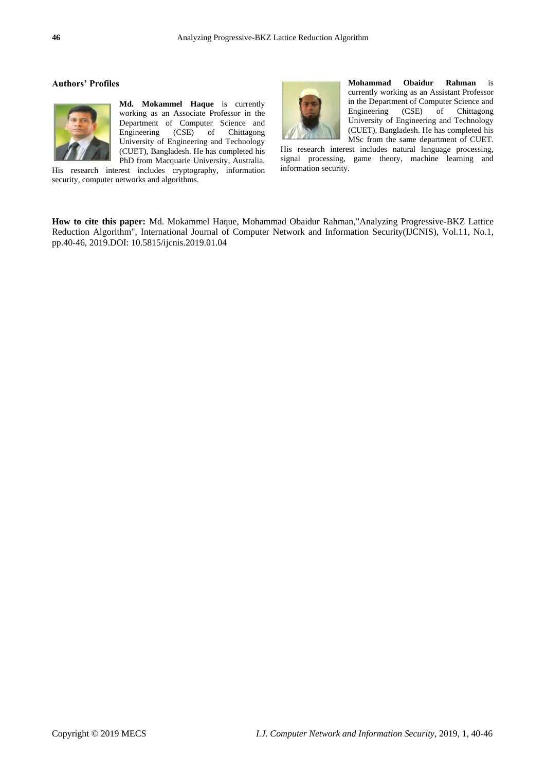**Authors' Profiles**

**Md. Mokammel Haque** is currently working as an Associate Professor in the Department of Computer Science and Engineering (CSE) of Chittagong University of Engineering and Technology (CUET), Bangladesh. He has completed his PhD from Macquarie University, Australia. His research interest includes cryptography, information security, computer networks and algorithms.

**Mohammad Obaidur Rahman** is currently working as an Assistant Professor in the Department of Computer Science and Engineering (CSE) of Chittagong University of Engineering and Technology (CUET), Bangladesh. He has completed his MSc from the same department of CUET. His research interest includes natural language processing, signal processing, game theory, machine learning and information security.

**How to cite this paper:** Md. Mokammel Haque, Mohammad Obaidur Rahman,"Analyzing Progressive-BKZ Lattice Reduction Algorithm", International Journal of Computer Network and Information Security(IJCNIS), Vol.11, No.1, pp.40-46, 2019.DOI: 10.5815/ijcnis.2019.01.04